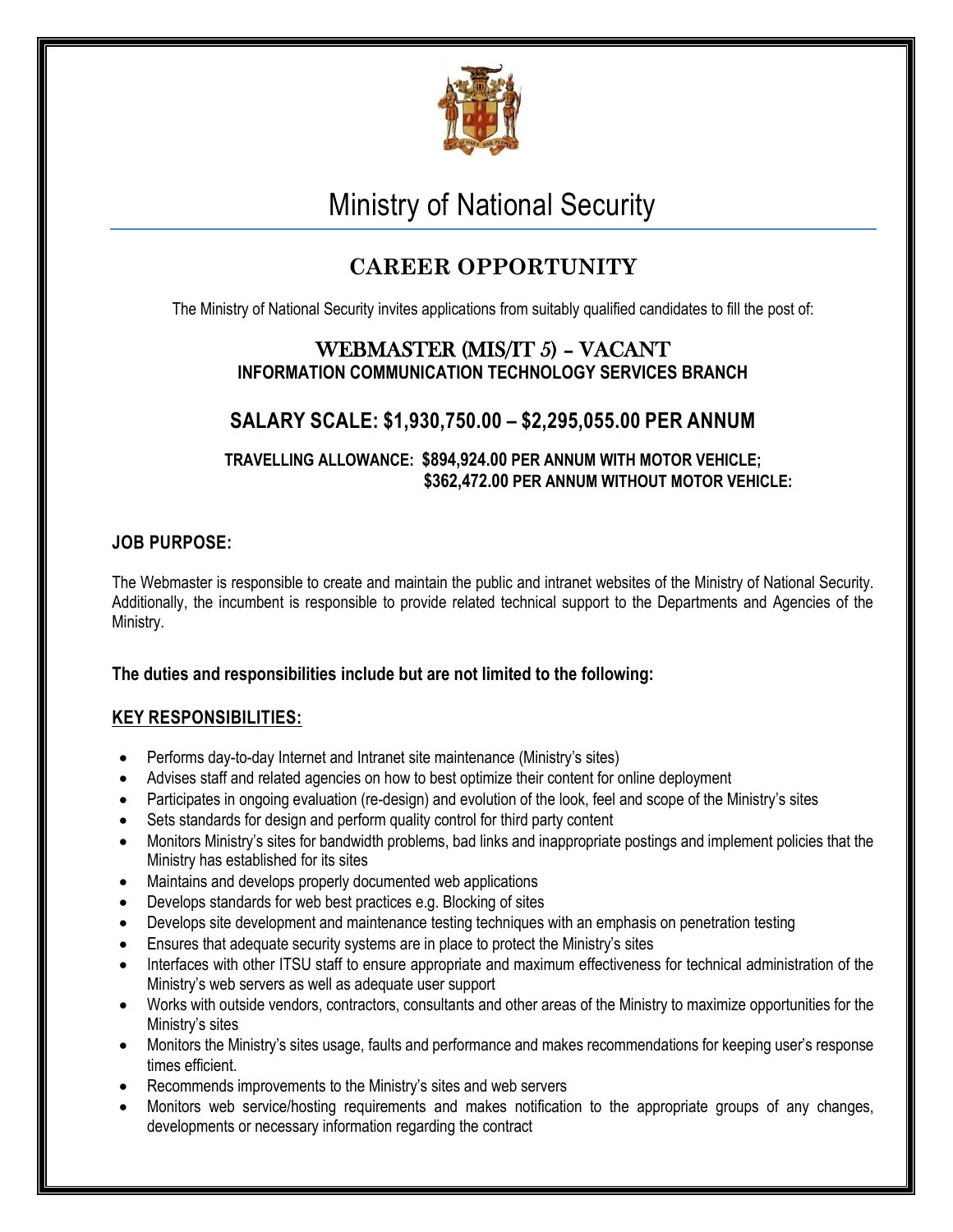# Ministry of National Security

## CAREER OPPORTUNITY

The Ministry of National Security invites applications from suitably qualified candidates to fill the post of:

### WEBMASTER (MIS/IT 5) - VACANT
**INFORMATION COMMUNICATION TECHNOLOGY SERVICES BRANCH**

### SALARY SCALE: $1,930,750.00 – $2,295,055.00 PER ANNUM

**TRAVELLING ALLOWANCE: $894,924.00 PER ANNUM WITH MOTOR VEHICLE;**
**$362,472.00 PER ANNUM WITHOUT MOTOR VEHICLE:**

**JOB PURPOSE:**

The Webmaster is responsible to create and maintain the public and intranet websites of the Ministry of National Security. Additionally, the incumbent is responsible to provide related technical support to the Departments and Agencies of the Ministry.

**The duties and responsibilities include but are not limited to the following:**

**KEY RESPONSIBILITIES:**

- Performs day-to-day Internet and Intranet site maintenance (Ministry's sites)
- Advises staff and related agencies on how to best optimize their content for online deployment
- Participates in ongoing evaluation (re-design) and evolution of the look, feel and scope of the Ministry's sites
- Sets standards for design and perform quality control for third party content
- Monitors Ministry's sites for bandwidth problems, bad links and inappropriate postings and implement policies that the Ministry has established for its sites
- Maintains and develops properly documented web applications
- Develops standards for web best practices e.g. Blocking of sites
- Develops site development and maintenance testing techniques with an emphasis on penetration testing
- Ensures that adequate security systems are in place to protect the Ministry's sites
- Interfaces with other ITSU staff to ensure appropriate and maximum effectiveness for technical administration of the Ministry's web servers as well as adequate user support
- Works with outside vendors, contractors, consultants and other areas of the Ministry to maximize opportunities for the Ministry's sites
- Monitors the Ministry's sites usage, faults and performance and makes recommendations for keeping user's response times efficient.
- Recommends improvements to the Ministry's sites and web servers
- Monitors web service/hosting requirements and makes notification to the appropriate groups of any changes, developments or necessary information regarding the contract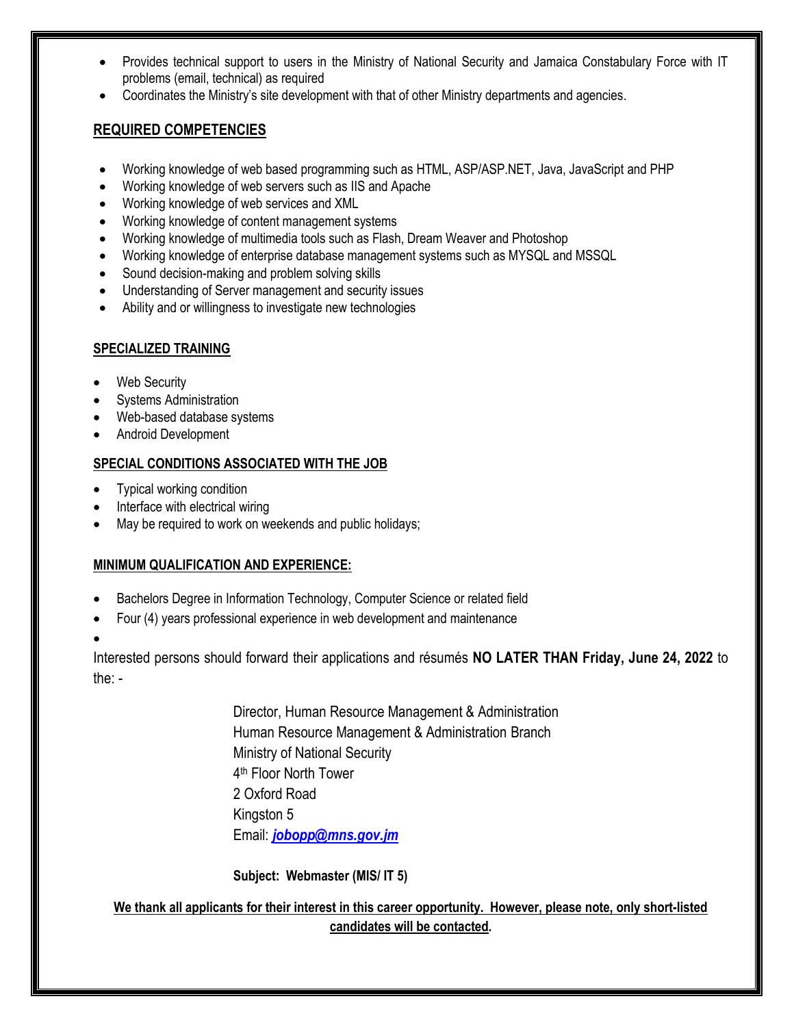- Provides technical support to users in the Ministry of National Security and Jamaica Constabulary Force with IT problems (email, technical) as required
- Coordinates the Ministry's site development with that of other Ministry departments and agencies.

## REQUIRED COMPETENCIES

- Working knowledge of web based programming such as HTML, ASP/ASP.NET, Java, JavaScript and PHP
- Working knowledge of web servers such as IIS and Apache
- Working knowledge of web services and XML
- Working knowledge of content management systems
- Working knowledge of multimedia tools such as Flash, Dream Weaver and Photoshop
- Working knowledge of enterprise database management systems such as MYSQL and MSSQL
- Sound decision-making and problem solving skills
- Understanding of Server management and security issues
- Ability and or willingness to investigate new technologies

### SPECIALIZED TRAINING

- Web Security
- Systems Administration
- Web-based database systems
- Android Development

### SPECIAL CONDITIONS ASSOCIATED WITH THE JOB

- Typical working condition
- Interface with electrical wiring
- May be required to work on weekends and public holidays;

### MINIMUM QUALIFICATION AND EXPERIENCE:

- Bachelors Degree in Information Technology, Computer Science or related field
- Four (4) years professional experience in web development and maintenance

Interested persons should forward their applications and résumés **NO LATER THAN Friday, June 24, 2022** to the: -

Director, Human Resource Management & Administration
Human Resource Management & Administration Branch
Ministry of National Security
4th Floor North Tower
2 Oxford Road
Kingston 5
Email: ***jobopp@mns.gov.jm***

**Subject: Webmaster (MIS/ IT 5)**

**We thank all applicants for their interest in this career opportunity. However, please note, only short-listed candidates will be contacted.**